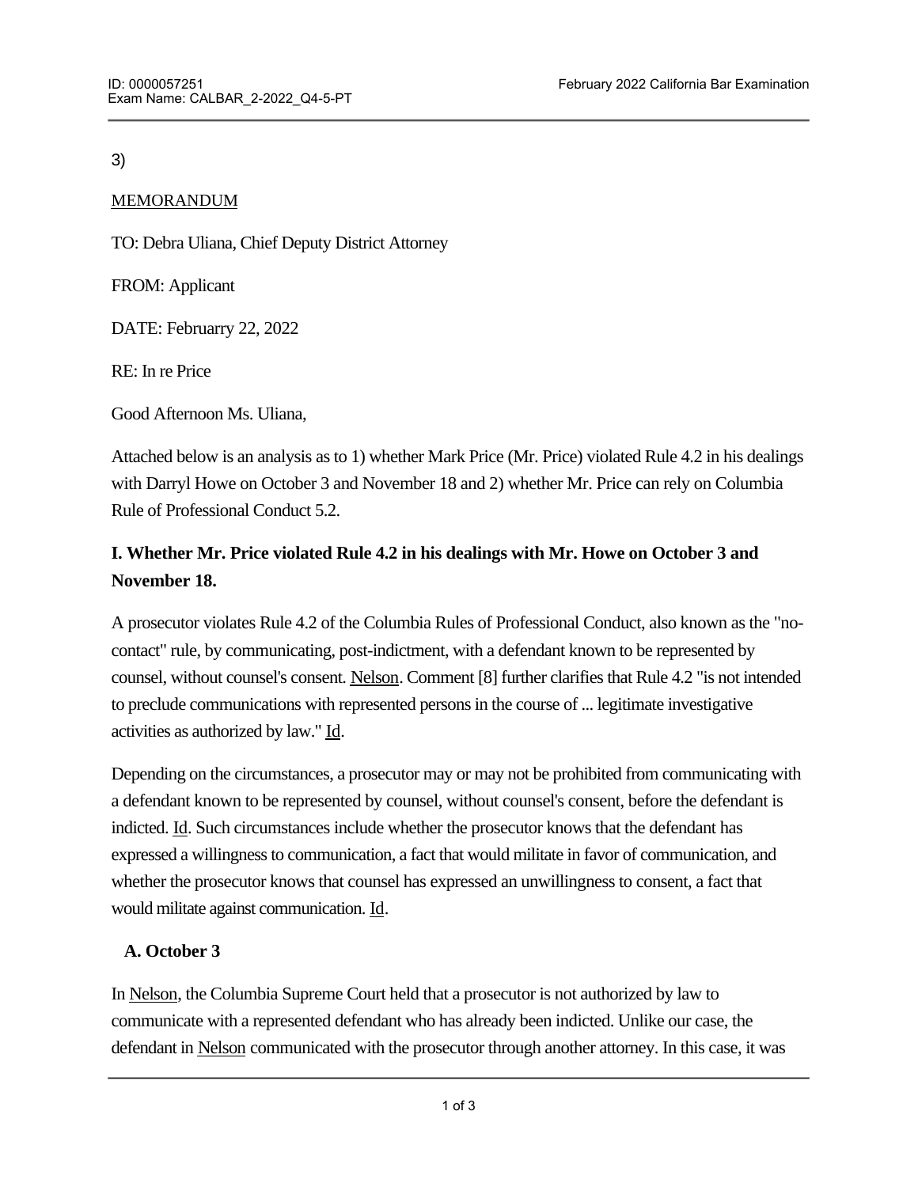3)

MEMORANDUM

TO: Debra Uliana, Chief Deputy District Attorney

FROM: Applicant

DATE: Februarry 22, 2022

RE: In re Price

Good Afternoon Ms. Uliana,

Attached below is an analysis as to 1) whether Mark Price (Mr. Price) violated Rule 4.2 in his dealings with Darryl Howe on October 3 and November 18 and 2) whether Mr. Price can rely on Columbia Rule of Professional Conduct 5.2.

## I. Whether Mr. Price violated Rule 4.2 in his dealings with Mr. Howe on October 3 and November 18.

A prosecutor violates Rule 4.2 of the Columbia Rules of Professional Conduct, also known as the "no-contact" rule, by communicating, post-indictment, with a defendant known to be represented by counsel, without counsel's consent. Nelson. Comment [8] further clarifies that Rule 4.2 "is not intended to preclude communications with represented persons in the course of ... legitimate investigative activities as authorized by law." Id.

Depending on the circumstances, a prosecutor may or may not be prohibited from communicating with a defendant known to be represented by counsel, without counsel's consent, before the defendant is indicted. Id. Such circumstances include whether the prosecutor knows that the defendant has expressed a willingness to communication, a fact that would militate in favor of communication, and whether the prosecutor knows that counsel has expressed an unwillingness to consent, a fact that would militate against communication. Id.

### A. October 3

In Nelson, the Columbia Supreme Court held that a prosecutor is not authorized by law to communicate with a represented defendant who has already been indicted. Unlike our case, the defendant in Nelson communicated with the prosecutor through another attorney. In this case, it was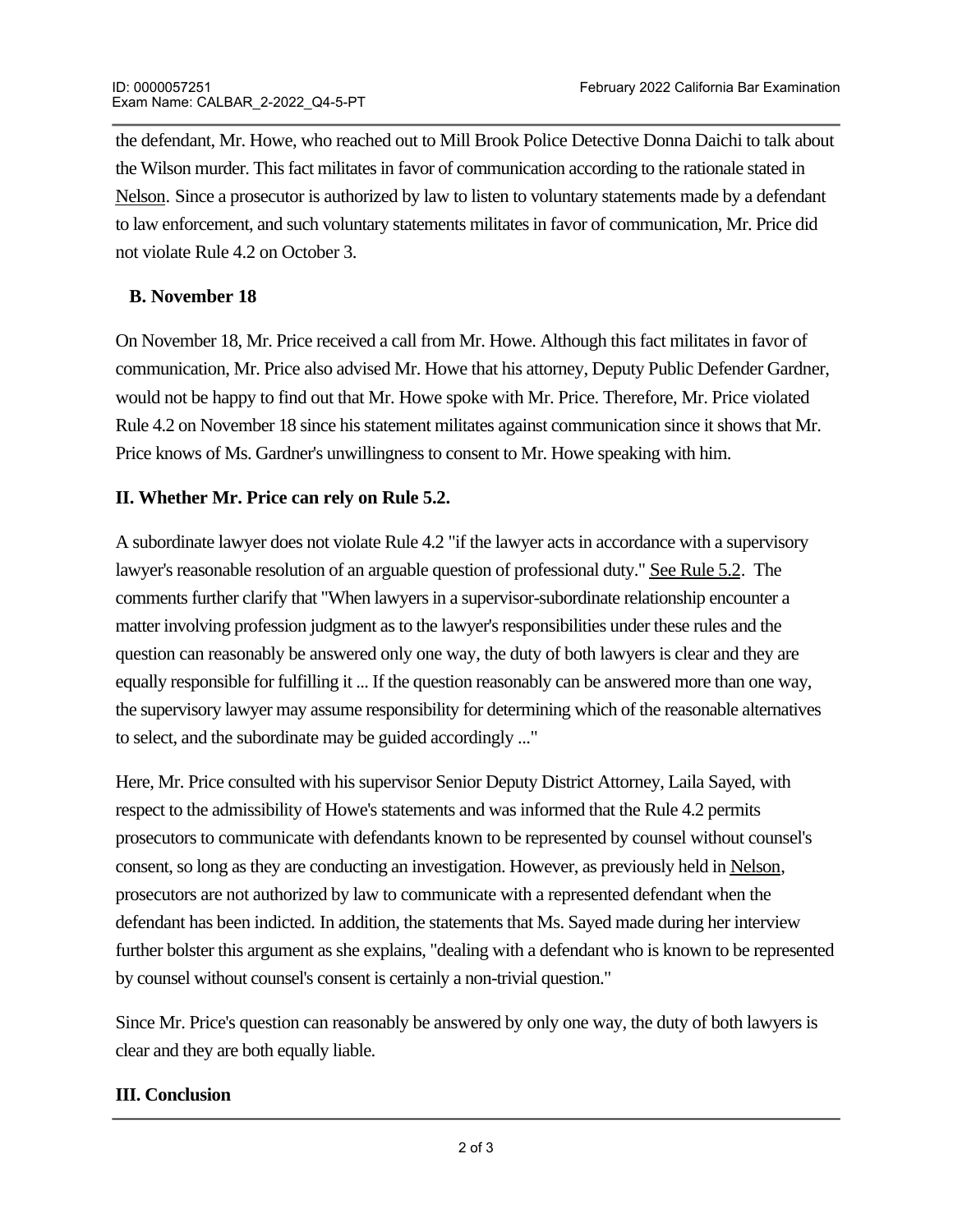the defendant, Mr. Howe, who reached out to Mill Brook Police Detective Donna Daichi to talk about the Wilson murder. This fact militates in favor of communication according to the rationale stated in Nelson. Since a prosecutor is authorized by law to listen to voluntary statements made by a defendant to law enforcement, and such voluntary statements militates in favor of communication, Mr. Price did not violate Rule 4.2 on October 3.

### B. November 18

On November 18, Mr. Price received a call from Mr. Howe. Although this fact militates in favor of communication, Mr. Price also advised Mr. Howe that his attorney, Deputy Public Defender Gardner, would not be happy to find out that Mr. Howe spoke with Mr. Price. Therefore, Mr. Price violated Rule 4.2 on November 18 since his statement militates against communication since it shows that Mr. Price knows of Ms. Gardner's unwillingness to consent to Mr. Howe speaking with him.

## II. Whether Mr. Price can rely on Rule 5.2.

A subordinate lawyer does not violate Rule 4.2 "if the lawyer acts in accordance with a supervisory lawyer's reasonable resolution of an arguable question of professional duty." See Rule 5.2. The comments further clarify that "When lawyers in a supervisor-subordinate relationship encounter a matter involving profession judgment as to the lawyer's responsibilities under these rules and the question can reasonably be answered only one way, the duty of both lawyers is clear and they are equally responsible for fulfilling it ... If the question reasonably can be answered more than one way, the supervisory lawyer may assume responsibility for determining which of the reasonable alternatives to select, and the subordinate may be guided accordingly ..."

Here, Mr. Price consulted with his supervisor Senior Deputy District Attorney, Laila Sayed, with respect to the admissibility of Howe's statements and was informed that the Rule 4.2 permits prosecutors to communicate with defendants known to be represented by counsel without counsel's consent, so long as they are conducting an investigation. However, as previously held in Nelson, prosecutors are not authorized by law to communicate with a represented defendant when the defendant has been indicted. In addition, the statements that Ms. Sayed made during her interview further bolster this argument as she explains, "dealing with a defendant who is known to be represented by counsel without counsel's consent is certainly a non-trivial question."

Since Mr. Price's question can reasonably be answered by only one way, the duty of both lawyers is clear and they are both equally liable.

## III. Conclusion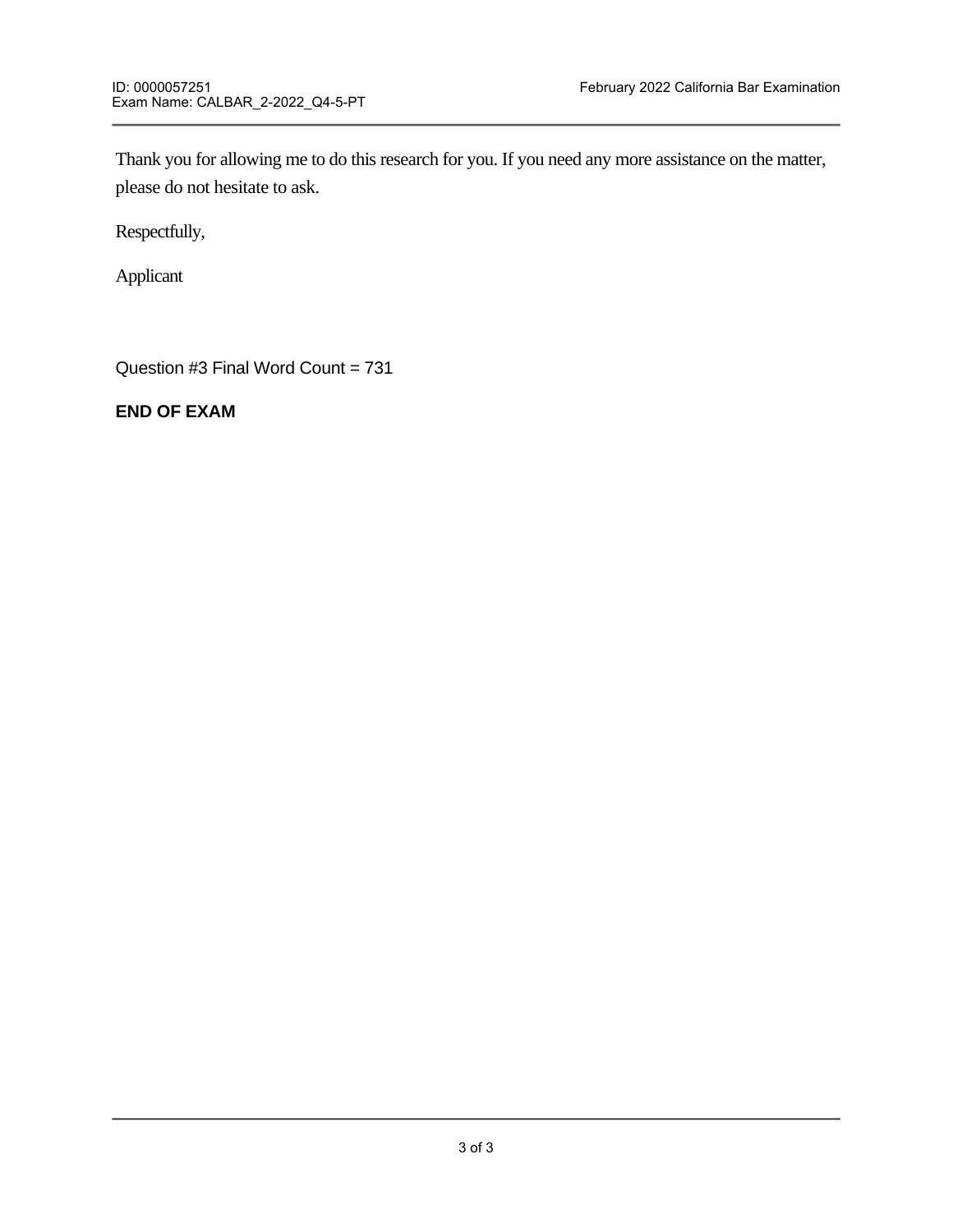Thank you for allowing me to do this research for you. If you need any more assistance on the matter, please do not hesitate to ask.

Respectfully,

Applicant

Question #3 Final Word Count = 731

**END OF EXAM**